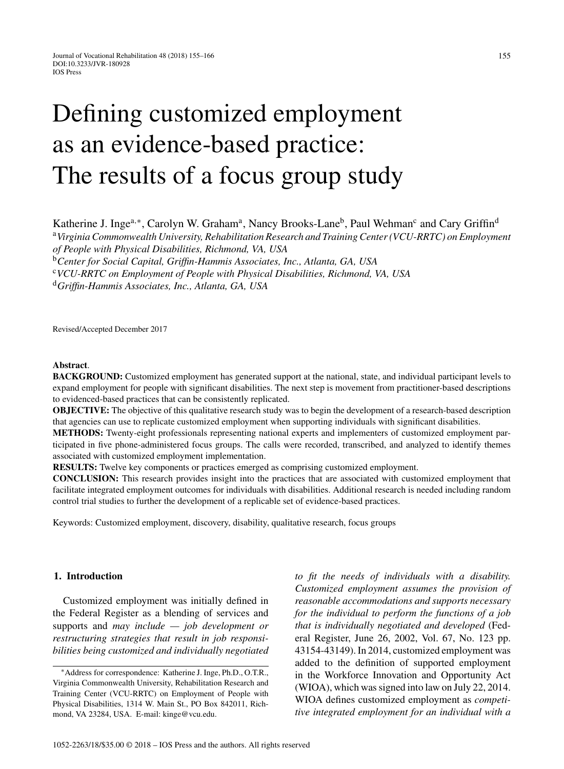# Defining customized employment as an evidence-based practice: The results of a focus group study

Katherine J. Inge[a,*], Carolyn W. Graham[a], Nancy Brooks-Lane[b], Paul Wehman[c] and Cary Griffin[d]

[a]*Virginia Commonwealth University, Rehabilitation Research and Training Center (VCU-RRTC) on Employment of People with Physical Disabilities, Richmond, VA, USA*

[b]*Center for Social Capital, Griffin-Hammis Associates, Inc., Atlanta, GA, USA*

[c]*VCU-RRTC on Employment of People with Physical Disabilities, Richmond, VA, USA*

[d]*Griffin-Hammis Associates, Inc., Atlanta, GA, USA*

Revised/Accepted December 2017

**Abstract**.

**BACKGROUND:** Customized employment has generated support at the national, state, and individual participant levels to expand employment for people with significant disabilities. The next step is movement from practitioner-based descriptions to evidenced-based practices that can be consistently replicated.

**OBJECTIVE:** The objective of this qualitative research study was to begin the development of a research-based description that agencies can use to replicate customized employment when supporting individuals with significant disabilities.

**METHODS:** Twenty-eight professionals representing national experts and implementers of customized employment participated in five phone-administered focus groups. The calls were recorded, transcribed, and analyzed to identify themes associated with customized employment implementation.

**RESULTS:** Twelve key components or practices emerged as comprising customized employment.

**CONCLUSION:** This research provides insight into the practices that are associated with customized employment that facilitate integrated employment outcomes for individuals with disabilities. Additional research is needed including random control trial studies to further the development of a replicable set of evidence-based practices.

Keywords: Customized employment, discovery, disability, qualitative research, focus groups

## 1. Introduction

Customized employment was initially defined in the Federal Register as a blending of services and supports and *may include — job development or restructuring strategies that result in job responsibilities being customized and individually negotiated to fit the needs of individuals with a disability. Customized employment assumes the provision of reasonable accommodations and supports necessary for the individual to perform the functions of a job that is individually negotiated and developed* (Federal Register, June 26, 2002, Vol. 67, No. 123 pp. 43154-43149). In 2014, customized employment was added to the definition of supported employment in the Workforce Innovation and Opportunity Act (WIOA), which was signed into law on July 22, 2014. WIOA defines customized employment as *competitive integrated employment for an individual with a*

*Address for correspondence: Katherine J. Inge, Ph.D., O.T.R., Virginia Commonwealth University, Rehabilitation Research and Training Center (VCU-RRTC) on Employment of People with Physical Disabilities, 1314 W. Main St., PO Box 842011, Richmond, VA 23284, USA. E-mail: kinge@vcu.edu.

1052-2263/18/$35.00 © 2018 – IOS Press and the authors. All rights reserved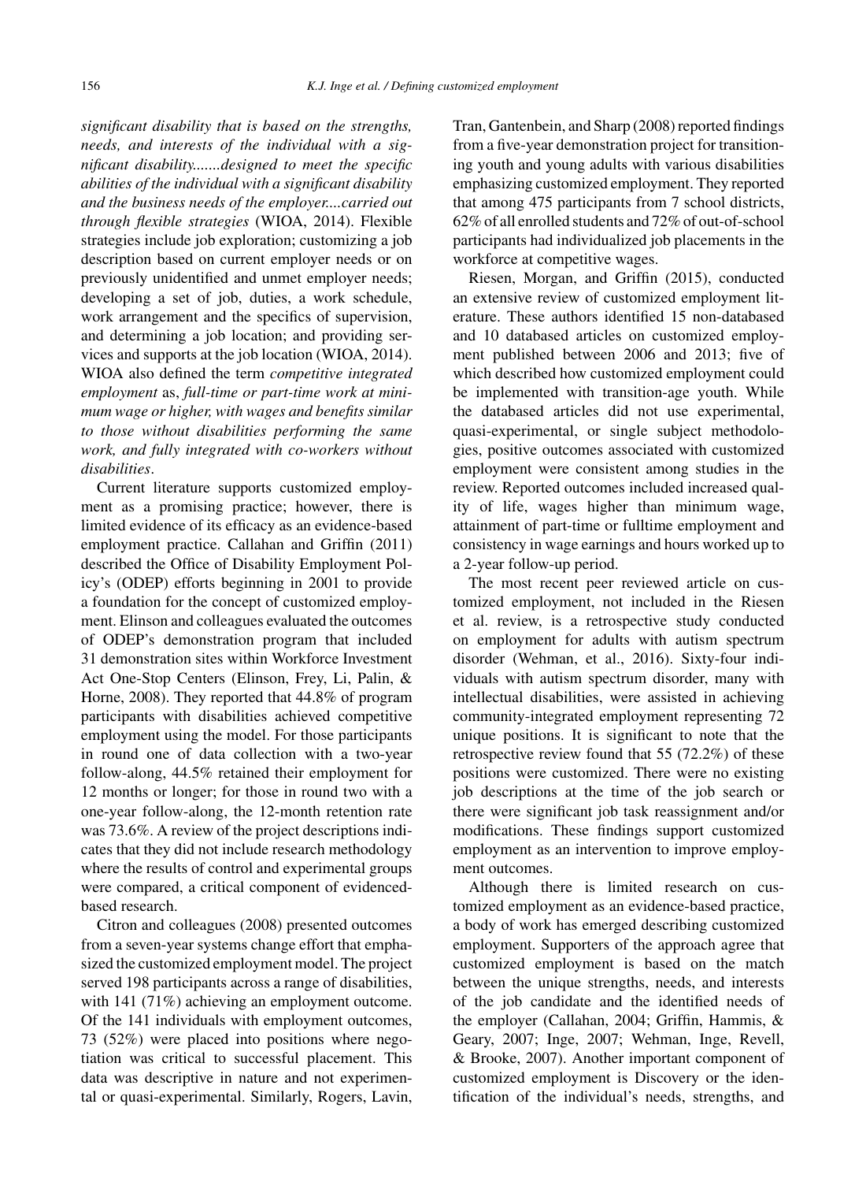*significant disability that is based on the strengths, needs, and interests of the individual with a significant disability.......designed to meet the specific abilities of the individual with a significant disability and the business needs of the employer....carried out through flexible strategies* (WIOA, 2014). Flexible strategies include job exploration; customizing a job description based on current employer needs or on previously unidentified and unmet employer needs; developing a set of job, duties, a work schedule, work arrangement and the specifics of supervision, and determining a job location; and providing services and supports at the job location (WIOA, 2014). WIOA also defined the term *competitive integrated employment* as, *full-time or part-time work at minimum wage or higher, with wages and benefits similar to those without disabilities performing the same work, and fully integrated with co-workers without disabilities*.

Current literature supports customized employment as a promising practice; however, there is limited evidence of its efficacy as an evidence-based employment practice. Callahan and Griffin (2011) described the Office of Disability Employment Policy's (ODEP) efforts beginning in 2001 to provide a foundation for the concept of customized employment. Elinson and colleagues evaluated the outcomes of ODEP's demonstration program that included 31 demonstration sites within Workforce Investment Act One-Stop Centers (Elinson, Frey, Li, Palin, & Horne, 2008). They reported that 44.8% of program participants with disabilities achieved competitive employment using the model. For those participants in round one of data collection with a two-year follow-along, 44.5% retained their employment for 12 months or longer; for those in round two with a one-year follow-along, the 12-month retention rate was 73.6%. A review of the project descriptions indicates that they did not include research methodology where the results of control and experimental groups were compared, a critical component of evidenced-based research.

Citron and colleagues (2008) presented outcomes from a seven-year systems change effort that emphasized the customized employment model. The project served 198 participants across a range of disabilities, with 141 (71%) achieving an employment outcome. Of the 141 individuals with employment outcomes, 73 (52%) were placed into positions where negotiation was critical to successful placement. This data was descriptive in nature and not experimental or quasi-experimental. Similarly, Rogers, Lavin, Tran, Gantenbein, and Sharp (2008) reported findings from a five-year demonstration project for transitioning youth and young adults with various disabilities emphasizing customized employment. They reported that among 475 participants from 7 school districts, 62% of all enrolled students and 72% of out-of-school participants had individualized job placements in the workforce at competitive wages.

Riesen, Morgan, and Griffin (2015), conducted an extensive review of customized employment literature. These authors identified 15 non-databased and 10 databased articles on customized employment published between 2006 and 2013; five of which described how customized employment could be implemented with transition-age youth. While the databased articles did not use experimental, quasi-experimental, or single subject methodologies, positive outcomes associated with customized employment were consistent among studies in the review. Reported outcomes included increased quality of life, wages higher than minimum wage, attainment of part-time or fulltime employment and consistency in wage earnings and hours worked up to a 2-year follow-up period.

The most recent peer reviewed article on customized employment, not included in the Riesen et al. review, is a retrospective study conducted on employment for adults with autism spectrum disorder (Wehman, et al., 2016). Sixty-four individuals with autism spectrum disorder, many with intellectual disabilities, were assisted in achieving community-integrated employment representing 72 unique positions. It is significant to note that the retrospective review found that 55 (72.2%) of these positions were customized. There were no existing job descriptions at the time of the job search or there were significant job task reassignment and/or modifications. These findings support customized employment as an intervention to improve employment outcomes.

Although there is limited research on customized employment as an evidence-based practice, a body of work has emerged describing customized employment. Supporters of the approach agree that customized employment is based on the match between the unique strengths, needs, and interests of the job candidate and the identified needs of the employer (Callahan, 2004; Griffin, Hammis, & Geary, 2007; Inge, 2007; Wehman, Inge, Revell, & Brooke, 2007). Another important component of customized employment is Discovery or the identification of the individual's needs, strengths, and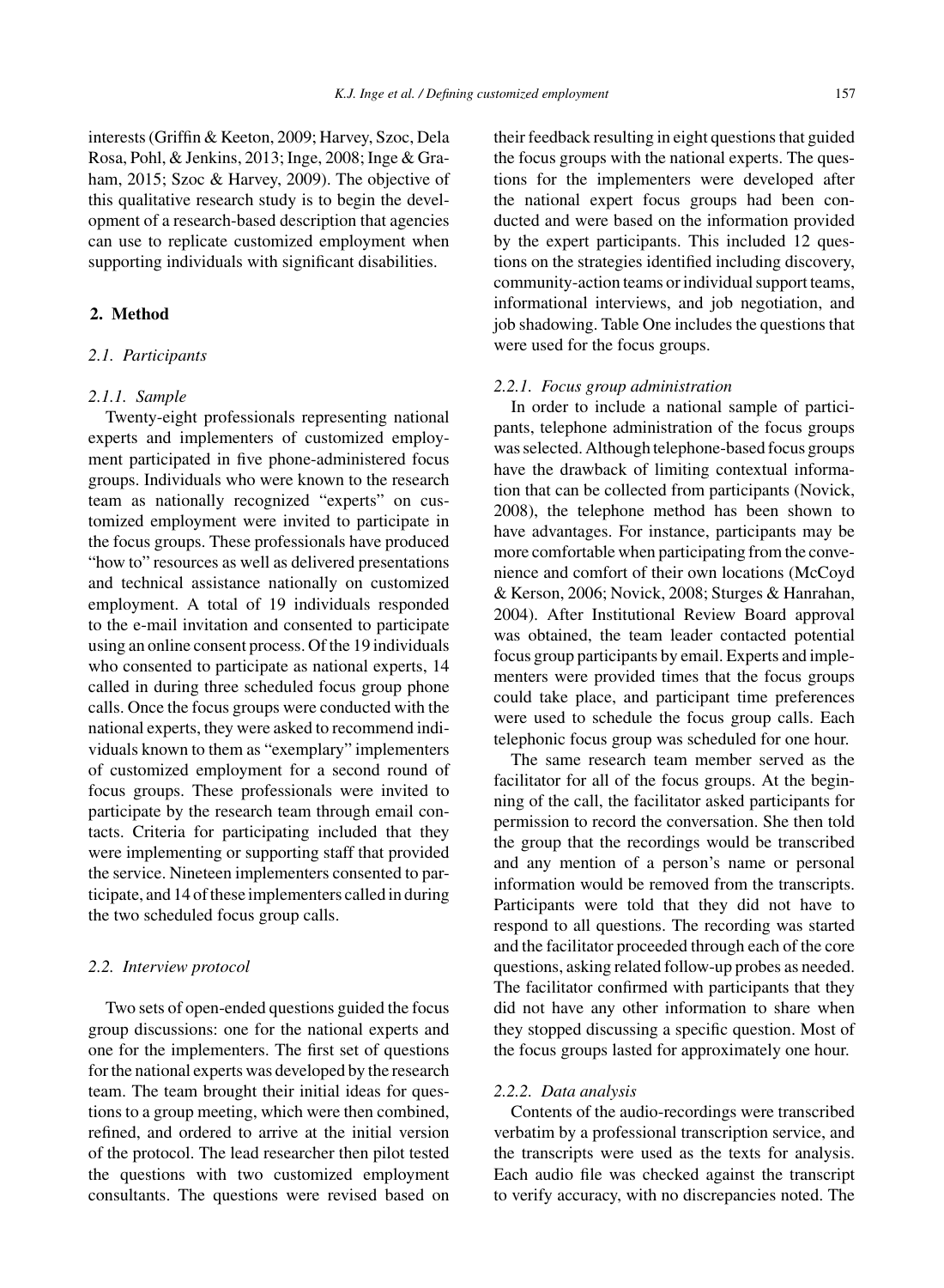interests (Griffin & Keeton, 2009; Harvey, Szoc, Dela Rosa, Pohl, & Jenkins, 2013; Inge, 2008; Inge & Graham, 2015; Szoc & Harvey, 2009). The objective of this qualitative research study is to begin the development of a research-based description that agencies can use to replicate customized employment when supporting individuals with significant disabilities.

## 2. Method

### *2.1. Participants*

#### *2.1.1. Sample*

Twenty-eight professionals representing national experts and implementers of customized employment participated in five phone-administered focus groups. Individuals who were known to the research team as nationally recognized "experts" on customized employment were invited to participate in the focus groups. These professionals have produced "how to" resources as well as delivered presentations and technical assistance nationally on customized employment. A total of 19 individuals responded to the e-mail invitation and consented to participate using an online consent process. Of the 19 individuals who consented to participate as national experts, 14 called in during three scheduled focus group phone calls. Once the focus groups were conducted with the national experts, they were asked to recommend individuals known to them as "exemplary" implementers of customized employment for a second round of focus groups. These professionals were invited to participate by the research team through email contacts. Criteria for participating included that they were implementing or supporting staff that provided the service. Nineteen implementers consented to participate, and 14 of these implementers called in during the two scheduled focus group calls.

### *2.2. Interview protocol*

Two sets of open-ended questions guided the focus group discussions: one for the national experts and one for the implementers. The first set of questions for the national experts was developed by the research team. The team brought their initial ideas for questions to a group meeting, which were then combined, refined, and ordered to arrive at the initial version of the protocol. The lead researcher then pilot tested the questions with two customized employment consultants. The questions were revised based on their feedback resulting in eight questions that guided the focus groups with the national experts. The questions for the implementers were developed after the national expert focus groups had been conducted and were based on the information provided by the expert participants. This included 12 questions on the strategies identified including discovery, community-action teams or individual support teams, informational interviews, and job negotiation, and job shadowing. Table One includes the questions that were used for the focus groups.

#### *2.2.1. Focus group administration*

In order to include a national sample of participants, telephone administration of the focus groups was selected. Although telephone-based focus groups have the drawback of limiting contextual information that can be collected from participants (Novick, 2008), the telephone method has been shown to have advantages. For instance, participants may be more comfortable when participating from the convenience and comfort of their own locations (McCoyd & Kerson, 2006; Novick, 2008; Sturges & Hanrahan, 2004). After Institutional Review Board approval was obtained, the team leader contacted potential focus group participants by email. Experts and implementers were provided times that the focus groups could take place, and participant time preferences were used to schedule the focus group calls. Each telephonic focus group was scheduled for one hour.

The same research team member served as the facilitator for all of the focus groups. At the beginning of the call, the facilitator asked participants for permission to record the conversation. She then told the group that the recordings would be transcribed and any mention of a person's name or personal information would be removed from the transcripts. Participants were told that they did not have to respond to all questions. The recording was started and the facilitator proceeded through each of the core questions, asking related follow-up probes as needed. The facilitator confirmed with participants that they did not have any other information to share when they stopped discussing a specific question. Most of the focus groups lasted for approximately one hour.

#### *2.2.2. Data analysis*

Contents of the audio-recordings were transcribed verbatim by a professional transcription service, and the transcripts were used as the texts for analysis. Each audio file was checked against the transcript to verify accuracy, with no discrepancies noted. The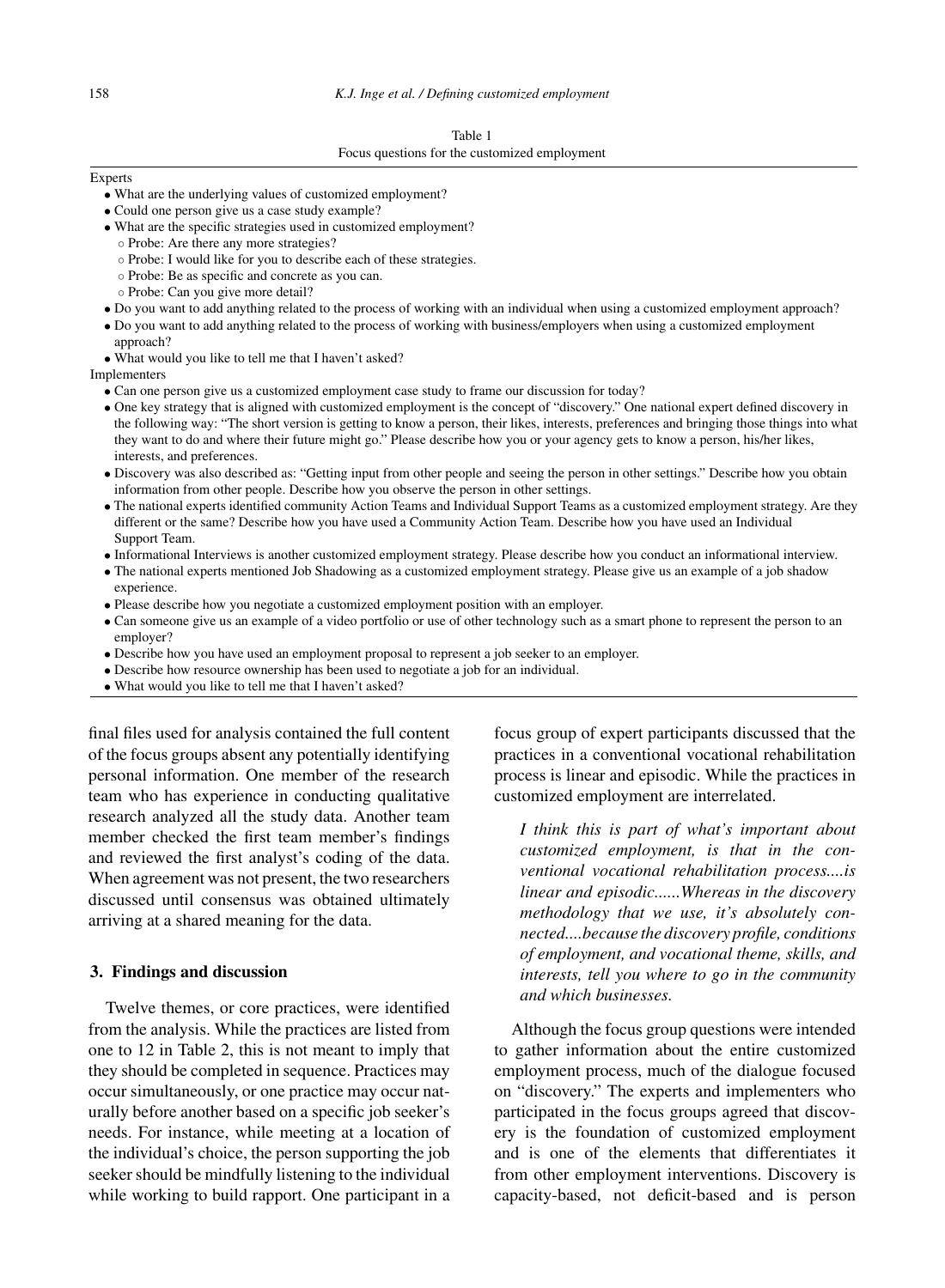Table 1
Focus questions for the customized employment

Experts

- What are the underlying values of customized employment?
- Could one person give us a case study example?
- What are the specific strategies used in customized employment?
  - Probe: Are there any more strategies?
  - Probe: I would like for you to describe each of these strategies.
  - Probe: Be as specific and concrete as you can.
  - Probe: Can you give more detail?
- Do you want to add anything related to the process of working with an individual when using a customized employment approach?
- Do you want to add anything related to the process of working with business/employers when using a customized employment approach?
- What would you like to tell me that I haven't asked?

Implementers

- Can one person give us a customized employment case study to frame our discussion for today?
- One key strategy that is aligned with customized employment is the concept of "discovery." One national expert defined discovery in the following way: "The short version is getting to know a person, their likes, interests, preferences and bringing those things into what they want to do and where their future might go." Please describe how you or your agency gets to know a person, his/her likes, interests, and preferences.
- Discovery was also described as: "Getting input from other people and seeing the person in other settings." Describe how you obtain information from other people. Describe how you observe the person in other settings.
- The national experts identified community Action Teams and Individual Support Teams as a customized employment strategy. Are they different or the same? Describe how you have used a Community Action Team. Describe how you have used an Individual Support Team.
- Informational Interviews is another customized employment strategy. Please describe how you conduct an informational interview.
- The national experts mentioned Job Shadowing as a customized employment strategy. Please give us an example of a job shadow experience.
- Please describe how you negotiate a customized employment position with an employer.
- Can someone give us an example of a video portfolio or use of other technology such as a smart phone to represent the person to an employer?
- Describe how you have used an employment proposal to represent a job seeker to an employer.
- Describe how resource ownership has been used to negotiate a job for an individual.
- What would you like to tell me that I haven't asked?

final files used for analysis contained the full content of the focus groups absent any potentially identifying personal information. One member of the research team who has experience in conducting qualitative research analyzed all the study data. Another team member checked the first team member's findings and reviewed the first analyst's coding of the data. When agreement was not present, the two researchers discussed until consensus was obtained ultimately arriving at a shared meaning for the data.

## 3. Findings and discussion

Twelve themes, or core practices, were identified from the analysis. While the practices are listed from one to 12 in Table 2, this is not meant to imply that they should be completed in sequence. Practices may occur simultaneously, or one practice may occur naturally before another based on a specific job seeker's needs. For instance, while meeting at a location of the individual's choice, the person supporting the job seeker should be mindfully listening to the individual while working to build rapport. One participant in a focus group of expert participants discussed that the practices in a conventional vocational rehabilitation process is linear and episodic. While the practices in customized employment are interrelated.

> *I think this is part of what's important about customized employment, is that in the conventional vocational rehabilitation process....is linear and episodic......Whereas in the discovery methodology that we use, it's absolutely connected....because the discovery profile, conditions of employment, and vocational theme, skills, and interests, tell you where to go in the community and which businesses.*

Although the focus group questions were intended to gather information about the entire customized employment process, much of the dialogue focused on "discovery." The experts and implementers who participated in the focus groups agreed that discovery is the foundation of customized employment and is one of the elements that differentiates it from other employment interventions. Discovery is capacity-based, not deficit-based and is person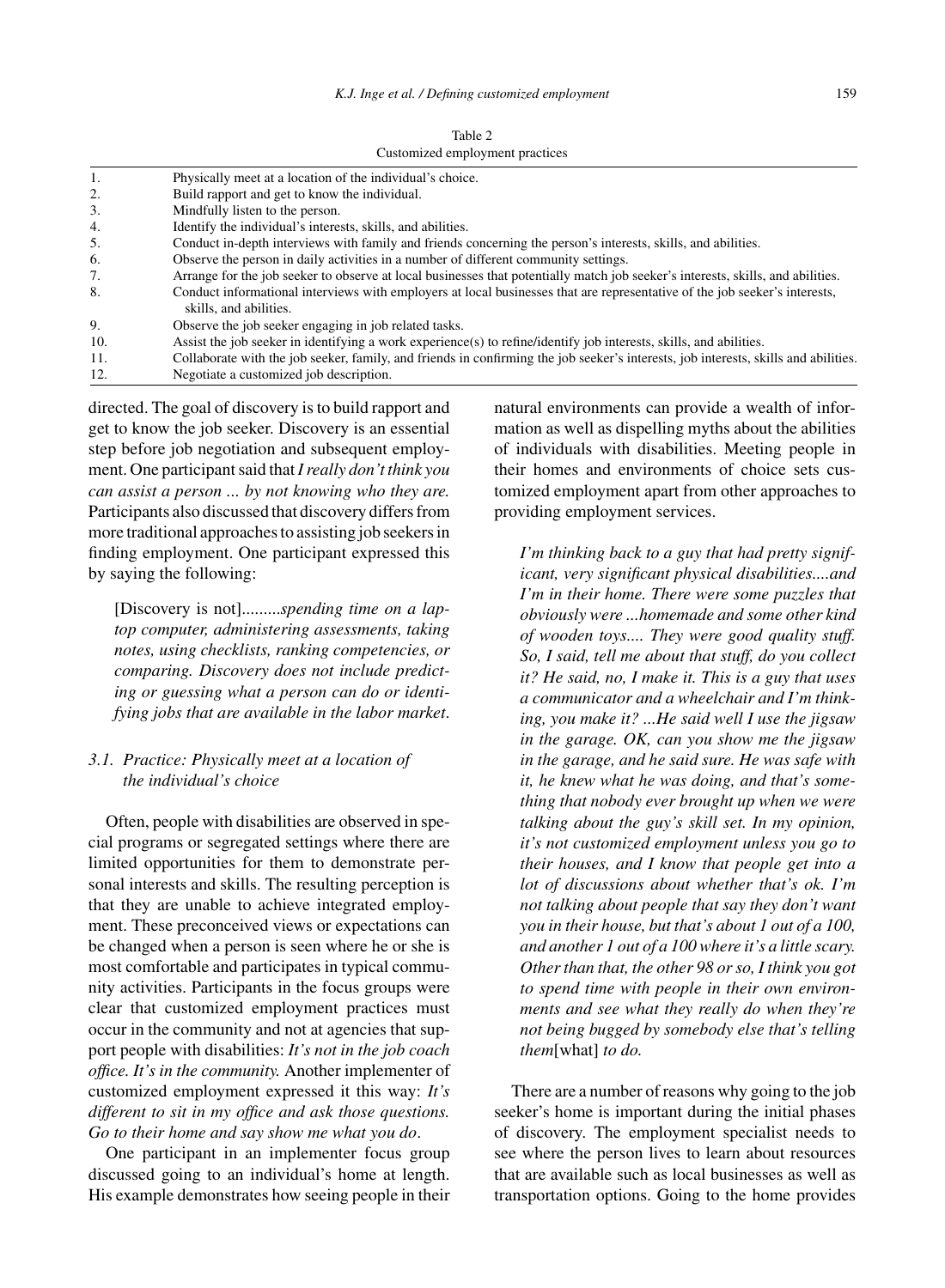Table 2
Customized employment practices

| | |
|---|---|
| 1. | Physically meet at a location of the individual's choice. |
| 2. | Build rapport and get to know the individual. |
| 3. | Mindfully listen to the person. |
| 4. | Identify the individual's interests, skills, and abilities. |
| 5. | Conduct in-depth interviews with family and friends concerning the person's interests, skills, and abilities. |
| 6. | Observe the person in daily activities in a number of different community settings. |
| 7. | Arrange for the job seeker to observe at local businesses that potentially match job seeker's interests, skills, and abilities. |
| 8. | Conduct informational interviews with employers at local businesses that are representative of the job seeker's interests, skills, and abilities. |
| 9. | Observe the job seeker engaging in job related tasks. |
| 10. | Assist the job seeker in identifying a work experience(s) to refine/identify job interests, skills, and abilities. |
| 11. | Collaborate with the job seeker, family, and friends in confirming the job seeker's interests, job interests, skills and abilities. |
| 12. | Negotiate a customized job description. |

directed. The goal of discovery is to build rapport and get to know the job seeker. Discovery is an essential step before job negotiation and subsequent employment. One participant said that *I really don't think you can assist a person ... by not knowing who they are.* Participants also discussed that discovery differs from more traditional approaches to assisting job seekers in finding employment. One participant expressed this by saying the following:

> [Discovery is not].........*spending time on a laptop computer, administering assessments, taking notes, using checklists, ranking competencies, or comparing. Discovery does not include predicting or guessing what a person can do or identifying jobs that are available in the labor market*.

### 3.1. Practice: Physically meet at a location of the individual's choice

Often, people with disabilities are observed in special programs or segregated settings where there are limited opportunities for them to demonstrate personal interests and skills. The resulting perception is that they are unable to achieve integrated employment. These preconceived views or expectations can be changed when a person is seen where he or she is most comfortable and participates in typical community activities. Participants in the focus groups were clear that customized employment practices must occur in the community and not at agencies that support people with disabilities: *It's not in the job coach office. It's in the community.* Another implementer of customized employment expressed it this way: *It's different to sit in my office and ask those questions. Go to their home and say show me what you do*.

One participant in an implementer focus group discussed going to an individual's home at length. His example demonstrates how seeing people in their natural environments can provide a wealth of information as well as dispelling myths about the abilities of individuals with disabilities. Meeting people in their homes and environments of choice sets customized employment apart from other approaches to providing employment services.

> *I'm thinking back to a guy that had pretty significant, very significant physical disabilities....and I'm in their home. There were some puzzles that obviously were ...homemade and some other kind of wooden toys.... They were good quality stuff. So, I said, tell me about that stuff, do you collect it? He said, no, I make it. This is a guy that uses a communicator and a wheelchair and I'm thinking, you make it? ...He said well I use the jigsaw in the garage. OK, can you show me the jigsaw in the garage, and he said sure. He was safe with it, he knew what he was doing, and that's something that nobody ever brought up when we were talking about the guy's skill set. In my opinion, it's not customized employment unless you go to their houses, and I know that people get into a lot of discussions about whether that's ok. I'm not talking about people that say they don't want you in their house, but that's about 1 out of a 100, and another 1 out of a 100 where it's a little scary. Other than that, the other 98 or so, I think you got to spend time with people in their own environments and see what they really do when they're not being bugged by somebody else that's telling them*[what] *to do.*

There are a number of reasons why going to the job seeker's home is important during the initial phases of discovery. The employment specialist needs to see where the person lives to learn about resources that are available such as local businesses as well as transportation options. Going to the home provides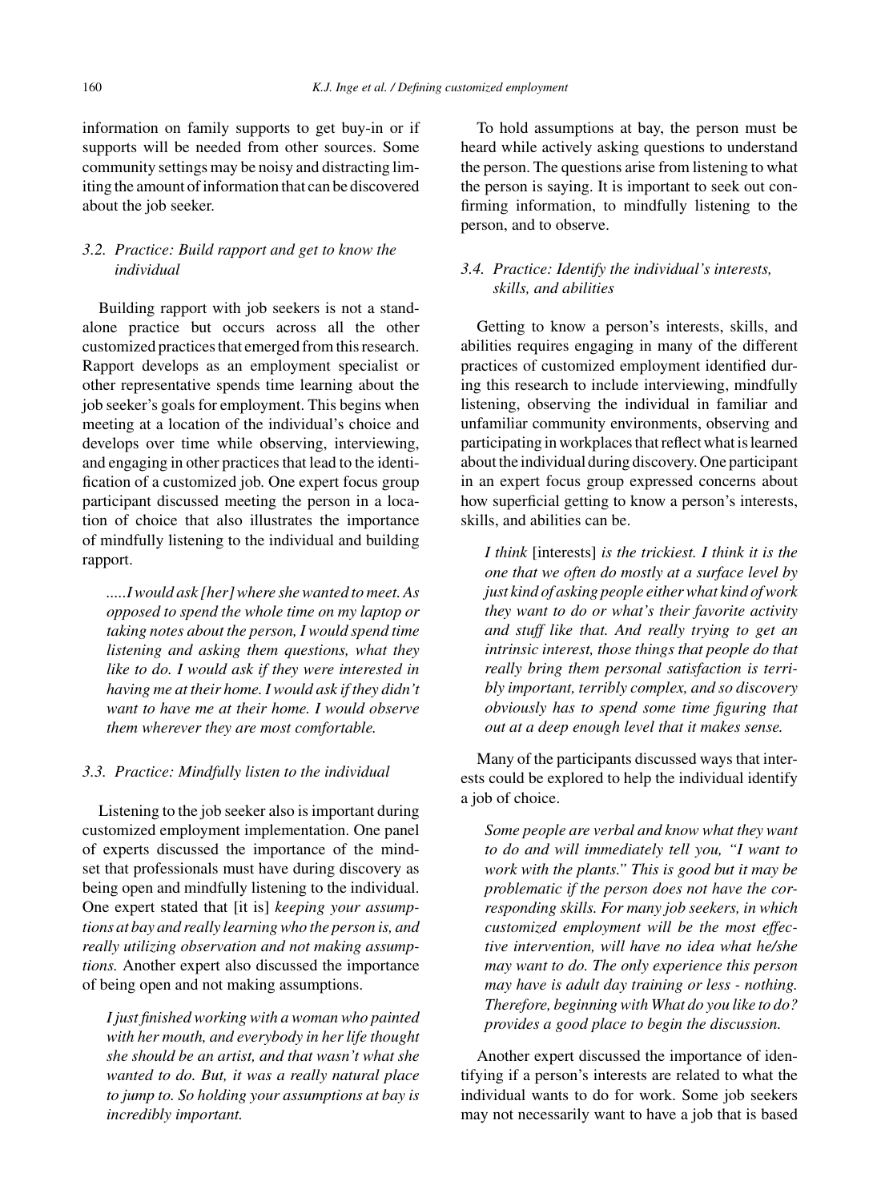information on family supports to get buy-in or if supports will be needed from other sources. Some community settings may be noisy and distracting limiting the amount of information that can be discovered about the job seeker.

### 3.2. Practice: Build rapport and get to know the individual

Building rapport with job seekers is not a standalone practice but occurs across all the other customized practices that emerged from this research. Rapport develops as an employment specialist or other representative spends time learning about the job seeker's goals for employment. This begins when meeting at a location of the individual's choice and develops over time while observing, interviewing, and engaging in other practices that lead to the identification of a customized job. One expert focus group participant discussed meeting the person in a location of choice that also illustrates the importance of mindfully listening to the individual and building rapport.

> *.....I would ask [her] where she wanted to meet. As opposed to spend the whole time on my laptop or taking notes about the person, I would spend time listening and asking them questions, what they like to do. I would ask if they were interested in having me at their home. I would ask if they didn't want to have me at their home. I would observe them wherever they are most comfortable.*

### 3.3. Practice: Mindfully listen to the individual

Listening to the job seeker also is important during customized employment implementation. One panel of experts discussed the importance of the mindset that professionals must have during discovery as being open and mindfully listening to the individual. One expert stated that [it is] *keeping your assumptions at bay and really learning who the person is, and really utilizing observation and not making assumptions.* Another expert also discussed the importance of being open and not making assumptions.

> *I just finished working with a woman who painted with her mouth, and everybody in her life thought she should be an artist, and that wasn't what she wanted to do. But, it was a really natural place to jump to. So holding your assumptions at bay is incredibly important.*

To hold assumptions at bay, the person must be heard while actively asking questions to understand the person. The questions arise from listening to what the person is saying. It is important to seek out confirming information, to mindfully listening to the person, and to observe.

### 3.4. Practice: Identify the individual's interests, skills, and abilities

Getting to know a person's interests, skills, and abilities requires engaging in many of the different practices of customized employment identified during this research to include interviewing, mindfully listening, observing the individual in familiar and unfamiliar community environments, observing and participating in workplaces that reflect what is learned about the individual during discovery. One participant in an expert focus group expressed concerns about how superficial getting to know a person's interests, skills, and abilities can be.

> *I think* [interests] *is the trickiest. I think it is the one that we often do mostly at a surface level by just kind of asking people either what kind of work they want to do or what's their favorite activity and stuff like that. And really trying to get an intrinsic interest, those things that people do that really bring them personal satisfaction is terribly important, terribly complex, and so discovery obviously has to spend some time figuring that out at a deep enough level that it makes sense.*

Many of the participants discussed ways that interests could be explored to help the individual identify a job of choice.

> *Some people are verbal and know what they want to do and will immediately tell you, "I want to work with the plants." This is good but it may be problematic if the person does not have the corresponding skills. For many job seekers, in which customized employment will be the most effective intervention, will have no idea what he/she may want to do. The only experience this person may have is adult day training or less - nothing. Therefore, beginning with What do you like to do? provides a good place to begin the discussion.*

Another expert discussed the importance of identifying if a person's interests are related to what the individual wants to do for work. Some job seekers may not necessarily want to have a job that is based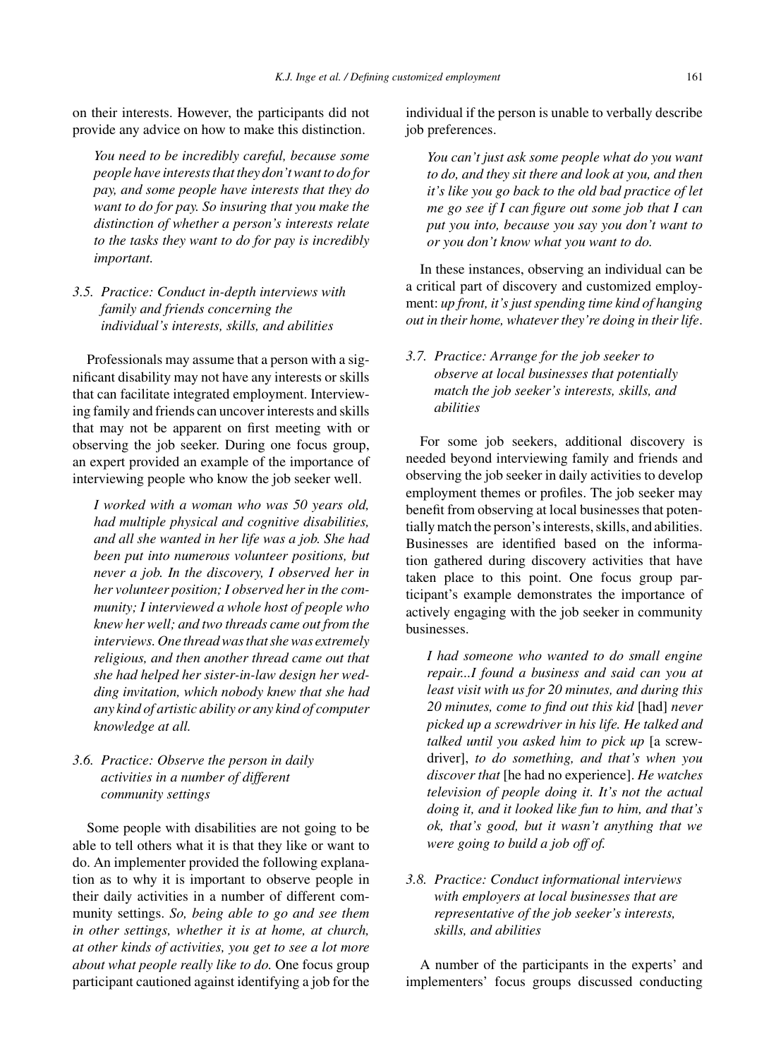on their interests. However, the participants did not provide any advice on how to make this distinction.

> *You need to be incredibly careful, because some people have interests that they don't want to do for pay, and some people have interests that they do want to do for pay. So insuring that you make the distinction of whether a person's interests relate to the tasks they want to do for pay is incredibly important.*

### 3.5. Practice: Conduct in-depth interviews with family and friends concerning the individual's interests, skills, and abilities

Professionals may assume that a person with a significant disability may not have any interests or skills that can facilitate integrated employment. Interviewing family and friends can uncover interests and skills that may not be apparent on first meeting with or observing the job seeker. During one focus group, an expert provided an example of the importance of interviewing people who know the job seeker well.

> *I worked with a woman who was 50 years old, had multiple physical and cognitive disabilities, and all she wanted in her life was a job. She had been put into numerous volunteer positions, but never a job. In the discovery, I observed her in her volunteer position; I observed her in the community; I interviewed a whole host of people who knew her well; and two threads came out from the interviews. One thread was that she was extremely religious, and then another thread came out that she had helped her sister-in-law design her wedding invitation, which nobody knew that she had any kind of artistic ability or any kind of computer knowledge at all.*

### 3.6. Practice: Observe the person in daily activities in a number of different community settings

Some people with disabilities are not going to be able to tell others what it is that they like or want to do. An implementer provided the following explanation as to why it is important to observe people in their daily activities in a number of different community settings. *So, being able to go and see them in other settings, whether it is at home, at church, at other kinds of activities, you get to see a lot more about what people really like to do.* One focus group participant cautioned against identifying a job for the individual if the person is unable to verbally describe job preferences.

> *You can't just ask some people what do you want to do, and they sit there and look at you, and then it's like you go back to the old bad practice of let me go see if I can figure out some job that I can put you into, because you say you don't want to or you don't know what you want to do.*

In these instances, observing an individual can be a critical part of discovery and customized employment: *up front, it's just spending time kind of hanging out in their home, whatever they're doing in their life*.

### 3.7. Practice: Arrange for the job seeker to observe at local businesses that potentially match the job seeker's interests, skills, and abilities

For some job seekers, additional discovery is needed beyond interviewing family and friends and observing the job seeker in daily activities to develop employment themes or profiles. The job seeker may benefit from observing at local businesses that potentially match the person's interests, skills, and abilities. Businesses are identified based on the information gathered during discovery activities that have taken place to this point. One focus group participant's example demonstrates the importance of actively engaging with the job seeker in community businesses.

> *I had someone who wanted to do small engine repair...I found a business and said can you at least visit with us for 20 minutes, and during this 20 minutes, come to find out this kid* [had] *never picked up a screwdriver in his life. He talked and talked until you asked him to pick up* [a screwdriver], *to do something, and that's when you discover that* [he had no experience]. *He watches television of people doing it. It's not the actual doing it, and it looked like fun to him, and that's ok, that's good, but it wasn't anything that we were going to build a job off of.*

### 3.8. Practice: Conduct informational interviews with employers at local businesses that are representative of the job seeker's interests, skills, and abilities

A number of the participants in the experts' and implementers' focus groups discussed conducting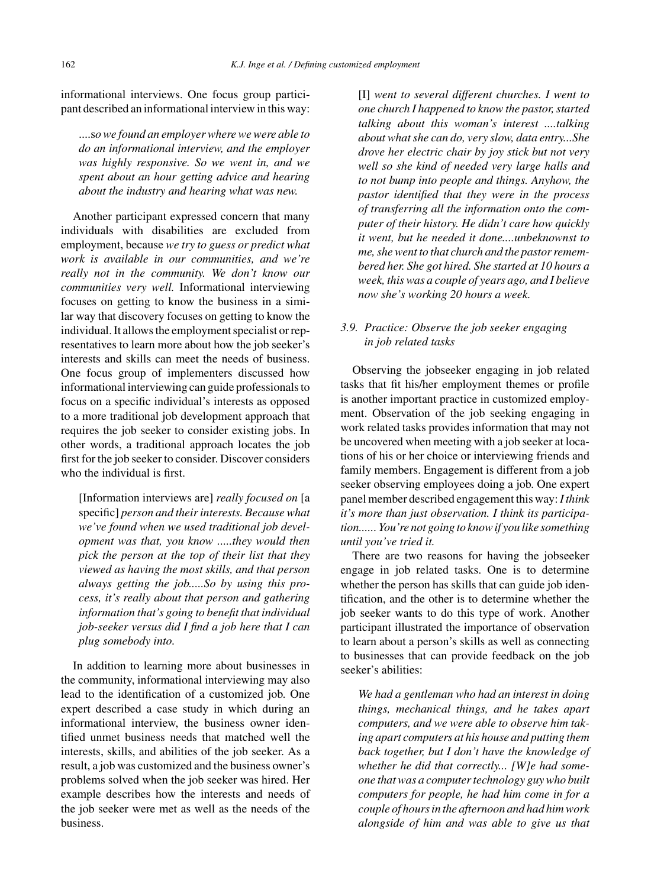informational interviews. One focus group participant described an informational interview in this way:

> *....so we found an employer where we were able to do an informational interview, and the employer was highly responsive. So we went in, and we spent about an hour getting advice and hearing about the industry and hearing what was new.*

Another participant expressed concern that many individuals with disabilities are excluded from employment, because *we try to guess or predict what work is available in our communities, and we're really not in the community. We don't know our communities very well.* Informational interviewing focuses on getting to know the business in a similar way that discovery focuses on getting to know the individual. It allows the employment specialist or representatives to learn more about how the job seeker's interests and skills can meet the needs of business. One focus group of implementers discussed how informational interviewing can guide professionals to focus on a specific individual's interests as opposed to a more traditional job development approach that requires the job seeker to consider existing jobs. In other words, a traditional approach locates the job first for the job seeker to consider. Discover considers who the individual is first.

> [Information interviews are] *really focused on* [a specific] *person and their interests. Because what we've found when we used traditional job development was that, you know .....they would then pick the person at the top of their list that they viewed as having the most skills, and that person always getting the job.....So by using this process, it's really about that person and gathering information that's going to benefit that individual job-seeker versus did I find a job here that I can plug somebody into.*

In addition to learning more about businesses in the community, informational interviewing may also lead to the identification of a customized job. One expert described a case study in which during an informational interview, the business owner identified unmet business needs that matched well the interests, skills, and abilities of the job seeker. As a result, a job was customized and the business owner's problems solved when the job seeker was hired. Her example describes how the interests and needs of the job seeker were met as well as the needs of the business.

> [I] *went to several different churches. I went to one church I happened to know the pastor, started talking about this woman's interest ....talking about what she can do, very slow, data entry...She drove her electric chair by joy stick but not very well so she kind of needed very large halls and to not bump into people and things. Anyhow, the pastor identified that they were in the process of transferring all the information onto the computer of their history. He didn't care how quickly it went, but he needed it done....unbeknownst to me, she went to that church and the pastor remembered her. She got hired. She started at 10 hours a week, this was a couple of years ago, and I believe now she's working 20 hours a week.*

### 3.9. Practice: Observe the job seeker engaging in job related tasks

Observing the jobseeker engaging in job related tasks that fit his/her employment themes or profile is another important practice in customized employment. Observation of the job seeking engaging in work related tasks provides information that may not be uncovered when meeting with a job seeker at locations of his or her choice or interviewing friends and family members. Engagement is different from a job seeker observing employees doing a job. One expert panel member described engagement this way: *I think it's more than just observation. I think its participation...... You're not going to know if you like something until you've tried it.*

There are two reasons for having the jobseeker engage in job related tasks. One is to determine whether the person has skills that can guide job identification, and the other is to determine whether the job seeker wants to do this type of work. Another participant illustrated the importance of observation to learn about a person's skills as well as connecting to businesses that can provide feedback on the job seeker's abilities:

> *We had a gentleman who had an interest in doing things, mechanical things, and he takes apart computers, and we were able to observe him taking apart computers at his house and putting them back together, but I don't have the knowledge of whether he did that correctly... [W]e had someone that was a computer technology guy who built computers for people, he had him come in for a couple of hours in the afternoon and had him work alongside of him and was able to give us that*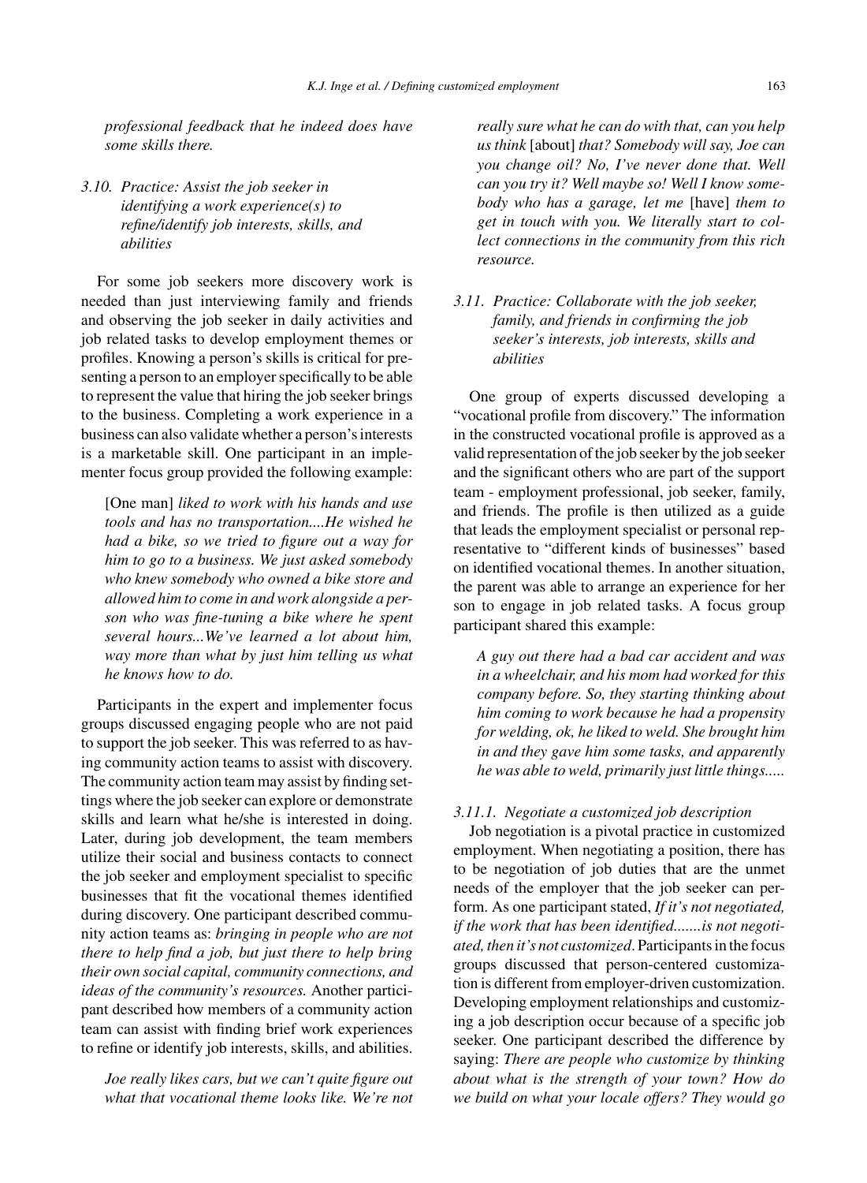*professional feedback that he indeed does have some skills there.*

### 3.10. Practice: Assist the job seeker in identifying a work experience(s) to refine/identify job interests, skills, and abilities

For some job seekers more discovery work is needed than just interviewing family and friends and observing the job seeker in daily activities and job related tasks to develop employment themes or profiles. Knowing a person's skills is critical for presenting a person to an employer specifically to be able to represent the value that hiring the job seeker brings to the business. Completing a work experience in a business can also validate whether a person's interests is a marketable skill. One participant in an implementer focus group provided the following example:

> [One man] *liked to work with his hands and use tools and has no transportation....He wished he had a bike, so we tried to figure out a way for him to go to a business. We just asked somebody who knew somebody who owned a bike store and allowed him to come in and work alongside a person who was fine-tuning a bike where he spent several hours...We've learned a lot about him, way more than what by just him telling us what he knows how to do.*

Participants in the expert and implementer focus groups discussed engaging people who are not paid to support the job seeker. This was referred to as having community action teams to assist with discovery. The community action team may assist by finding settings where the job seeker can explore or demonstrate skills and learn what he/she is interested in doing. Later, during job development, the team members utilize their social and business contacts to connect the job seeker and employment specialist to specific businesses that fit the vocational themes identified during discovery. One participant described community action teams as: *bringing in people who are not there to help find a job, but just there to help bring their own social capital, community connections, and ideas of the community's resources.* Another participant described how members of a community action team can assist with finding brief work experiences to refine or identify job interests, skills, and abilities.

> *Joe really likes cars, but we can't quite figure out what that vocational theme looks like. We're not really sure what he can do with that, can you help us think* [about] *that? Somebody will say, Joe can you change oil? No, I've never done that. Well can you try it? Well maybe so! Well I know somebody who has a garage, let me* [have] *them to get in touch with you. We literally start to collect connections in the community from this rich resource.*

### 3.11. Practice: Collaborate with the job seeker, family, and friends in confirming the job seeker's interests, job interests, skills and abilities

One group of experts discussed developing a "vocational profile from discovery." The information in the constructed vocational profile is approved as a valid representation of the job seeker by the job seeker and the significant others who are part of the support team - employment professional, job seeker, family, and friends. The profile is then utilized as a guide that leads the employment specialist or personal representative to "different kinds of businesses" based on identified vocational themes. In another situation, the parent was able to arrange an experience for her son to engage in job related tasks. A focus group participant shared this example:

> *A guy out there had a bad car accident and was in a wheelchair, and his mom had worked for this company before. So, they starting thinking about him coming to work because he had a propensity for welding, ok, he liked to weld. She brought him in and they gave him some tasks, and apparently he was able to weld, primarily just little things.....*

#### 3.11.1. Negotiate a customized job description

Job negotiation is a pivotal practice in customized employment. When negotiating a position, there has to be negotiation of job duties that are the unmet needs of the employer that the job seeker can perform. As one participant stated, *If it's not negotiated, if the work that has been identified.......is not negotiated, then it's not customized*. Participants in the focus groups discussed that person-centered customization is different from employer-driven customization. Developing employment relationships and customizing a job description occur because of a specific job seeker. One participant described the difference by saying: *There are people who customize by thinking about what is the strength of your town? How do we build on what your locale offers? They would go*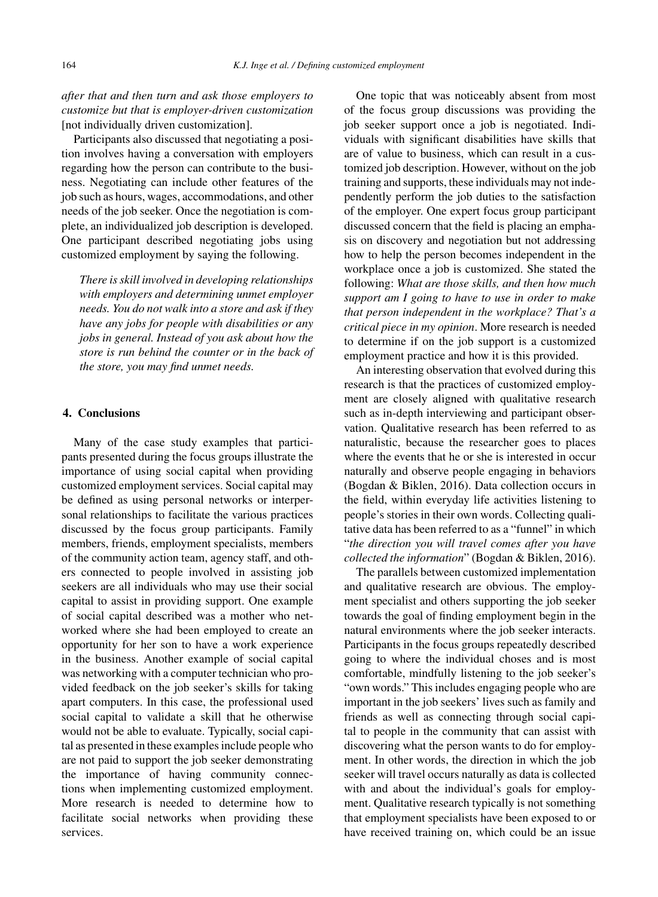*after that and then turn and ask those employers to customize but that is employer-driven customization* [not individually driven customization].

Participants also discussed that negotiating a position involves having a conversation with employers regarding how the person can contribute to the business. Negotiating can include other features of the job such as hours, wages, accommodations, and other needs of the job seeker. Once the negotiation is complete, an individualized job description is developed. One participant described negotiating jobs using customized employment by saying the following.

> *There is skill involved in developing relationships with employers and determining unmet employer needs. You do not walk into a store and ask if they have any jobs for people with disabilities or any jobs in general. Instead of you ask about how the store is run behind the counter or in the back of the store, you may find unmet needs.*

## 4. Conclusions

Many of the case study examples that participants presented during the focus groups illustrate the importance of using social capital when providing customized employment services. Social capital may be defined as using personal networks or interpersonal relationships to facilitate the various practices discussed by the focus group participants. Family members, friends, employment specialists, members of the community action team, agency staff, and others connected to people involved in assisting job seekers are all individuals who may use their social capital to assist in providing support. One example of social capital described was a mother who networked where she had been employed to create an opportunity for her son to have a work experience in the business. Another example of social capital was networking with a computer technician who provided feedback on the job seeker's skills for taking apart computers. In this case, the professional used social capital to validate a skill that he otherwise would not be able to evaluate. Typically, social capital as presented in these examples include people who are not paid to support the job seeker demonstrating the importance of having community connections when implementing customized employment. More research is needed to determine how to facilitate social networks when providing these services.

One topic that was noticeably absent from most of the focus group discussions was providing the job seeker support once a job is negotiated. Individuals with significant disabilities have skills that are of value to business, which can result in a customized job description. However, without on the job training and supports, these individuals may not independently perform the job duties to the satisfaction of the employer. One expert focus group participant discussed concern that the field is placing an emphasis on discovery and negotiation but not addressing how to help the person becomes independent in the workplace once a job is customized. She stated the following: *What are those skills, and then how much support am I going to have to use in order to make that person independent in the workplace? That's a critical piece in my opinion*. More research is needed to determine if on the job support is a customized employment practice and how it is this provided.

An interesting observation that evolved during this research is that the practices of customized employment are closely aligned with qualitative research such as in-depth interviewing and participant observation. Qualitative research has been referred to as naturalistic, because the researcher goes to places where the events that he or she is interested in occur naturally and observe people engaging in behaviors (Bogdan & Biklen, 2016). Data collection occurs in the field, within everyday life activities listening to people's stories in their own words. Collecting qualitative data has been referred to as a "funnel" in which "*the direction you will travel comes after you have collected the information*" (Bogdan & Biklen, 2016).

The parallels between customized implementation and qualitative research are obvious. The employment specialist and others supporting the job seeker towards the goal of finding employment begin in the natural environments where the job seeker interacts. Participants in the focus groups repeatedly described going to where the individual choses and is most comfortable, mindfully listening to the job seeker's "own words." This includes engaging people who are important in the job seekers' lives such as family and friends as well as connecting through social capital to people in the community that can assist with discovering what the person wants to do for employment. In other words, the direction in which the job seeker will travel occurs naturally as data is collected with and about the individual's goals for employment. Qualitative research typically is not something that employment specialists have been exposed to or have received training on, which could be an issue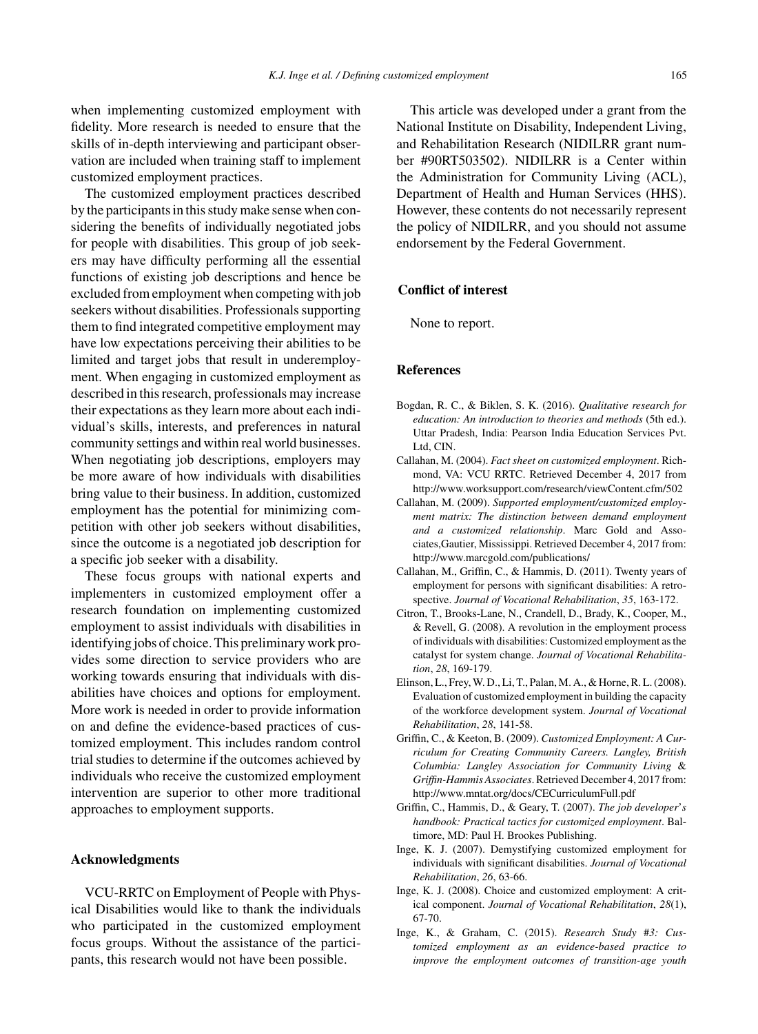when implementing customized employment with fidelity. More research is needed to ensure that the skills of in-depth interviewing and participant observation are included when training staff to implement customized employment practices.

The customized employment practices described by the participants in this study make sense when considering the benefits of individually negotiated jobs for people with disabilities. This group of job seekers may have difficulty performing all the essential functions of existing job descriptions and hence be excluded from employment when competing with job seekers without disabilities. Professionals supporting them to find integrated competitive employment may have low expectations perceiving their abilities to be limited and target jobs that result in underemployment. When engaging in customized employment as described in this research, professionals may increase their expectations as they learn more about each individual's skills, interests, and preferences in natural community settings and within real world businesses. When negotiating job descriptions, employers may be more aware of how individuals with disabilities bring value to their business. In addition, customized employment has the potential for minimizing competition with other job seekers without disabilities, since the outcome is a negotiated job description for a specific job seeker with a disability.

These focus groups with national experts and implementers in customized employment offer a research foundation on implementing customized employment to assist individuals with disabilities in identifying jobs of choice. This preliminary work provides some direction to service providers who are working towards ensuring that individuals with disabilities have choices and options for employment. More work is needed in order to provide information on and define the evidence-based practices of customized employment. This includes random control trial studies to determine if the outcomes achieved by individuals who receive the customized employment intervention are superior to other more traditional approaches to employment supports.

## Acknowledgments

VCU-RRTC on Employment of People with Physical Disabilities would like to thank the individuals who participated in the customized employment focus groups. Without the assistance of the participants, this research would not have been possible.

This article was developed under a grant from the National Institute on Disability, Independent Living, and Rehabilitation Research (NIDILRR grant number #90RT503502). NIDILRR is a Center within the Administration for Community Living (ACL), Department of Health and Human Services (HHS). However, these contents do not necessarily represent the policy of NIDILRR, and you should not assume endorsement by the Federal Government.

## Conflict of interest

None to report.

## References

Bogdan, R. C., & Biklen, S. K. (2016). *Qualitative research for education: An introduction to theories and methods* (5th ed.). Uttar Pradesh, India: Pearson India Education Services Pvt. Ltd, CIN.

Callahan, M. (2004). *Fact sheet on customized employment*. Richmond, VA: VCU RRTC. Retrieved December 4, 2017 from http://www.worksupport.com/research/viewContent.cfm/502

Callahan, M. (2009). *Supported employment/customized employment matrix: The distinction between demand employment and a customized relationship*. Marc Gold and Associates,Gautier, Mississippi. Retrieved December 4, 2017 from: http://www.marcgold.com/publications/

Callahan, M., Griffin, C., & Hammis, D. (2011). Twenty years of employment for persons with significant disabilities: A retrospective. *Journal of Vocational Rehabilitation*, *35*, 163-172.

Citron, T., Brooks-Lane, N., Crandell, D., Brady, K., Cooper, M., & Revell, G. (2008). A revolution in the employment process of individuals with disabilities: Customized employment as the catalyst for system change. *Journal of Vocational Rehabilitation*, *28*, 169-179.

Elinson, L., Frey, W. D., Li, T., Palan, M. A., & Horne, R. L. (2008). Evaluation of customized employment in building the capacity of the workforce development system. *Journal of Vocational Rehabilitation*, *28*, 141-58.

Griffin, C., & Keeton, B. (2009). *Customized Employment: A Curriculum for Creating Community Careers. Langley, British Columbia: Langley Association for Community Living* & *Griffin-Hammis Associates*. Retrieved December 4, 2017 from: http://www.mntat.org/docs/CECurriculumFull.pdf

Griffin, C., Hammis, D., & Geary, T. (2007). *The job developer's handbook: Practical tactics for customized employment*. Baltimore, MD: Paul H. Brookes Publishing.

Inge, K. J. (2007). Demystifying customized employment for individuals with significant disabilities. *Journal of Vocational Rehabilitation*, *26*, 63-66.

Inge, K. J. (2008). Choice and customized employment: A critical component. *Journal of Vocational Rehabilitation*, *28*(1), 67-70.

Inge, K., & Graham, C. (2015). *Research Study #3: Customized employment as an evidence-based practice to improve the employment outcomes of transition-age youth*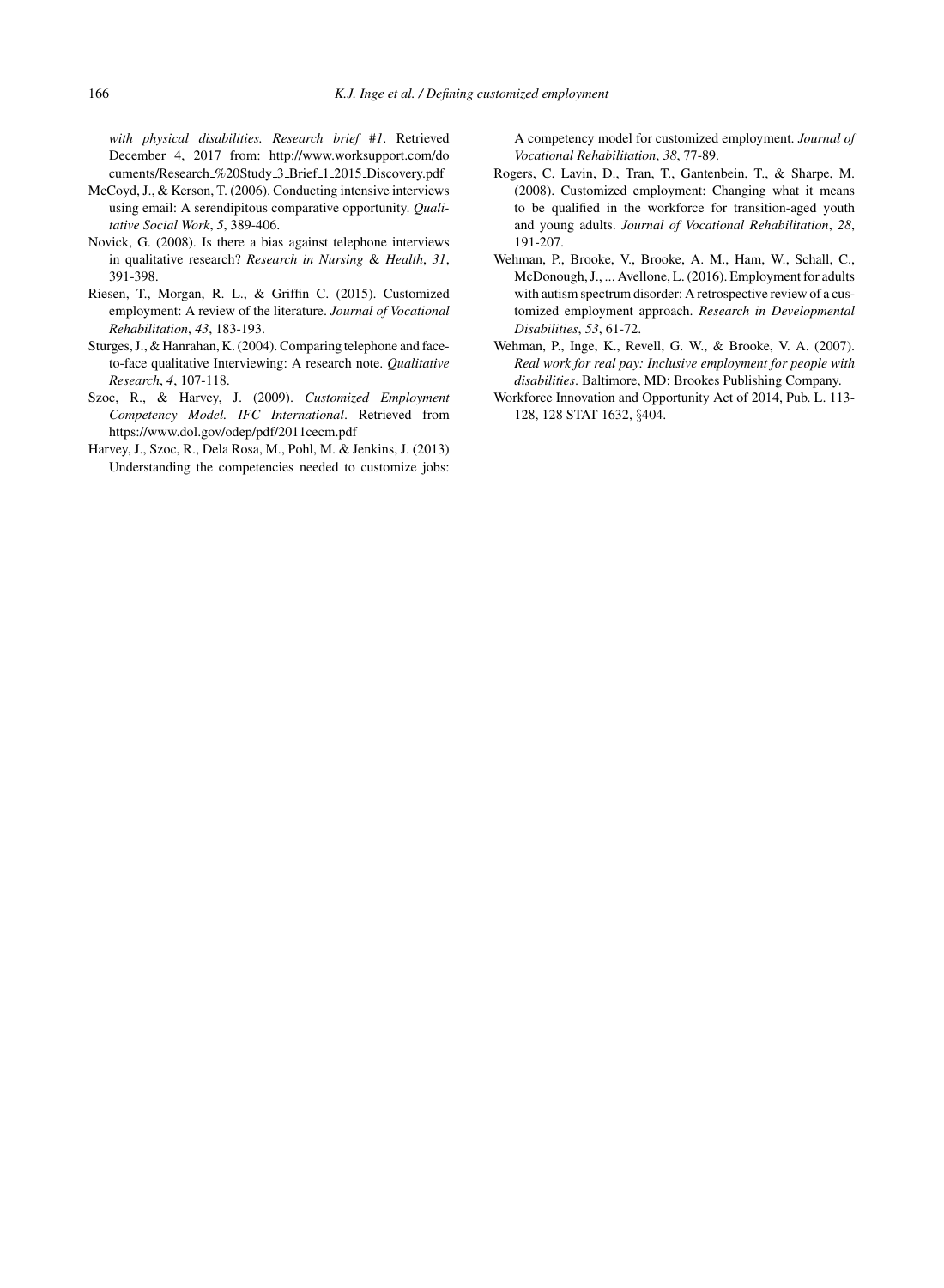*with physical disabilities. Research brief #1*. Retrieved December 4, 2017 from: http://www.worksupport.com/documents/Research_%20Study_3_Brief_1_2015_Discovery.pdf

McCoyd, J., & Kerson, T. (2006). Conducting intensive interviews using email: A serendipitous comparative opportunity. *Qualitative Social Work*, *5*, 389-406.

Novick, G. (2008). Is there a bias against telephone interviews in qualitative research? *Research in Nursing* & *Health*, *31*, 391-398.

Riesen, T., Morgan, R. L., & Griffin C. (2015). Customized employment: A review of the literature. *Journal of Vocational Rehabilitation*, *43*, 183-193.

Sturges, J., & Hanrahan, K. (2004). Comparing telephone and face-to-face qualitative Interviewing: A research note. *Qualitative Research*, *4*, 107-118.

Szoc, R., & Harvey, J. (2009). *Customized Employment Competency Model. IFC International*. Retrieved from https://www.dol.gov/odep/pdf/2011cecm.pdf

Harvey, J., Szoc, R., Dela Rosa, M., Pohl, M. & Jenkins, J. (2013) Understanding the competencies needed to customize jobs: A competency model for customized employment. *Journal of Vocational Rehabilitation*, *38*, 77-89.

Rogers, C. Lavin, D., Tran, T., Gantenbein, T., & Sharpe, M. (2008). Customized employment: Changing what it means to be qualified in the workforce for transition-aged youth and young adults. *Journal of Vocational Rehabilitation*, *28*, 191-207.

Wehman, P., Brooke, V., Brooke, A. M., Ham, W., Schall, C., McDonough, J., ... Avellone, L. (2016). Employment for adults with autism spectrum disorder: A retrospective review of a customized employment approach. *Research in Developmental Disabilities*, *53*, 61-72.

Wehman, P., Inge, K., Revell, G. W., & Brooke, V. A. (2007). *Real work for real pay: Inclusive employment for people with disabilities*. Baltimore, MD: Brookes Publishing Company.

Workforce Innovation and Opportunity Act of 2014, Pub. L. 113-128, 128 STAT 1632, §404.